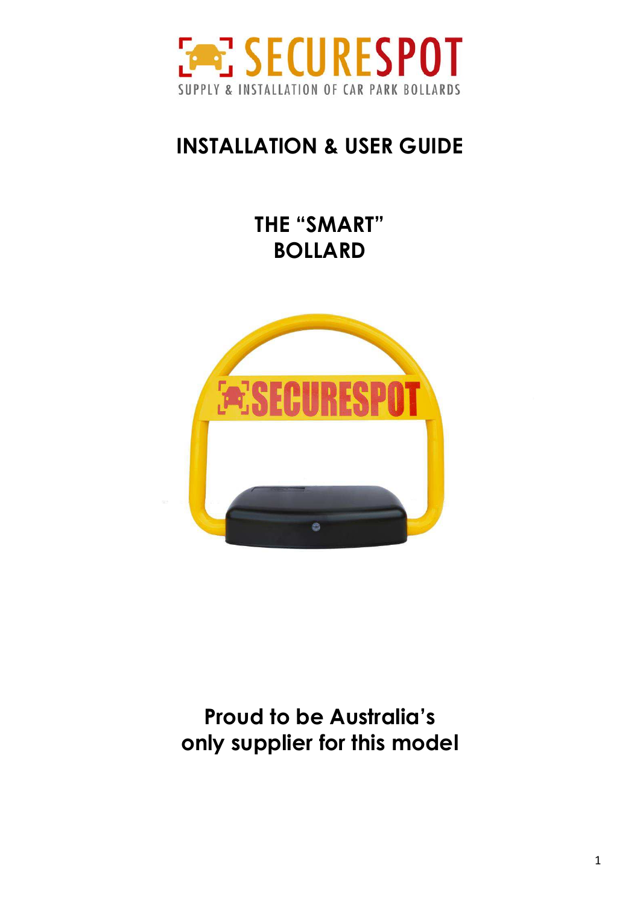SECURESPOT

SUPPLY & INSTALLATION OF CAR PARK BOLLARDS

# INSTALLATION & USER GUIDE

## THE "SMART" BOLLARD

**Proud to be Australia's only supplier for this model**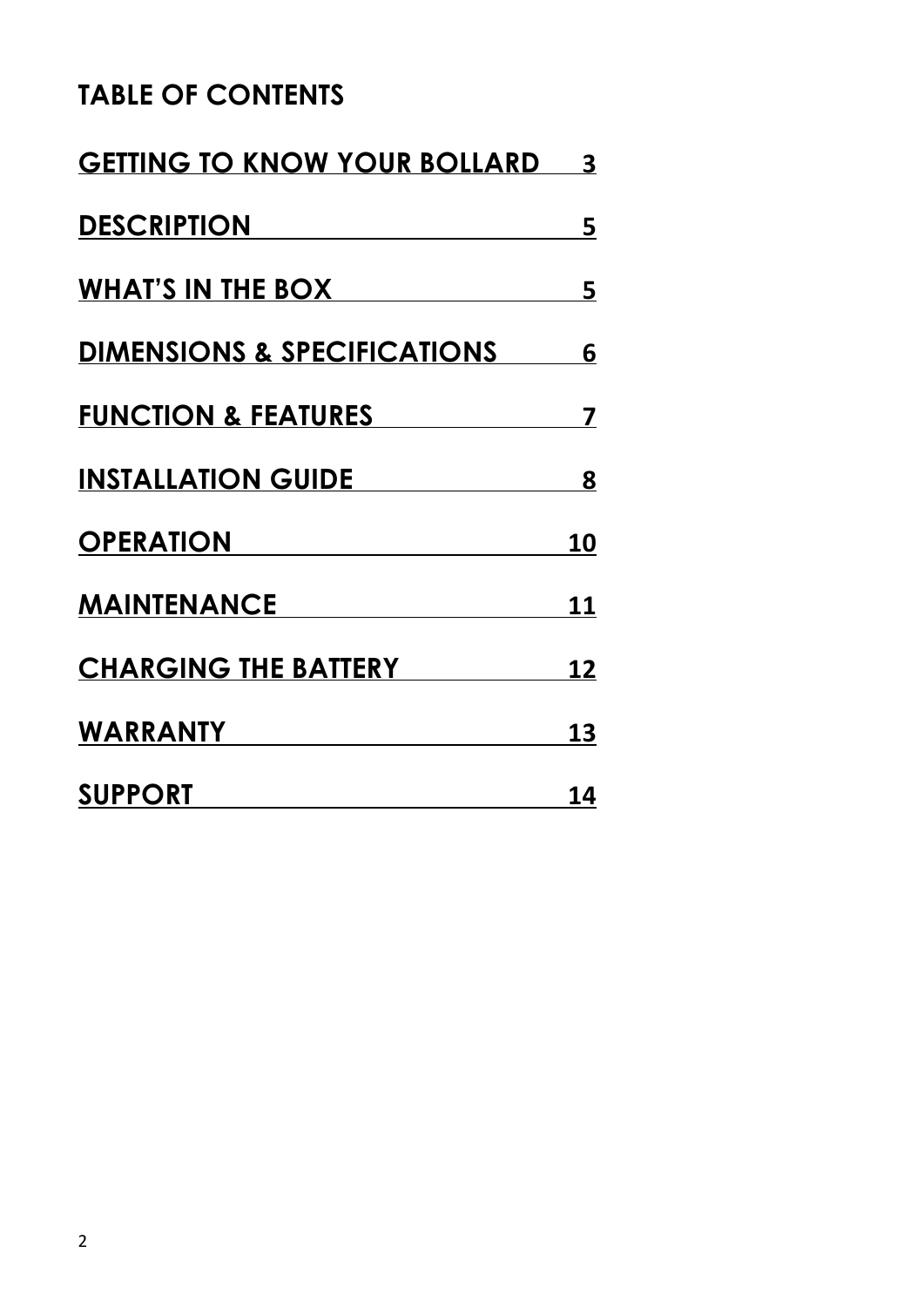# TABLE OF CONTENTS

| | |
|---|---|
| **GETTING TO KNOW YOUR BOLLARD** | 3 |
| **DESCRIPTION** | 5 |
| **WHAT'S IN THE BOX** | 5 |
| **DIMENSIONS & SPECIFICATIONS** | 6 |
| **FUNCTION & FEATURES** | 7 |
| **INSTALLATION GUIDE** | 8 |
| **OPERATION** | 10 |
| **MAINTENANCE** | 11 |
| **CHARGING THE BATTERY** | 12 |
| **WARRANTY** | 13 |
| **SUPPORT** | 14 |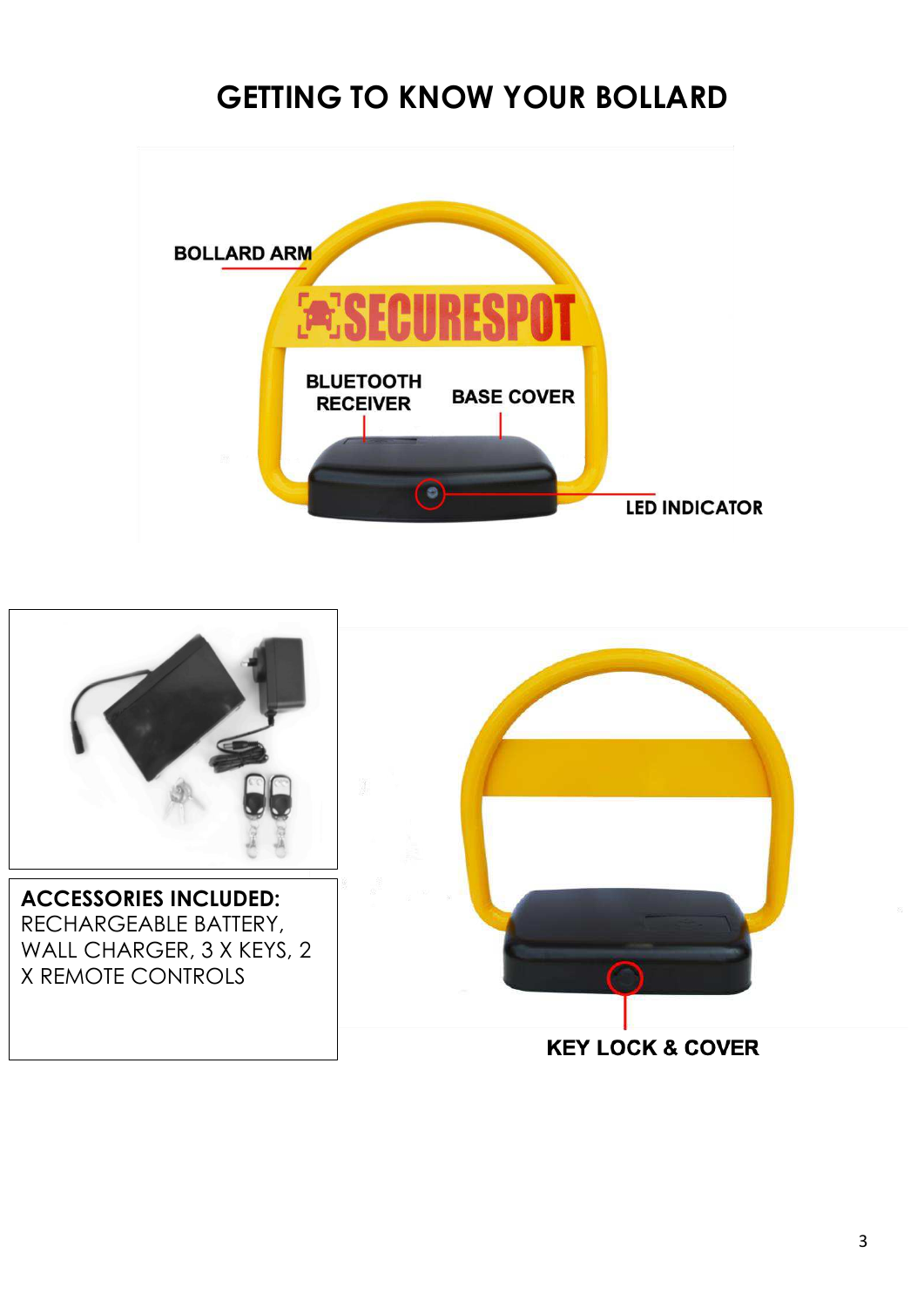# GETTING TO KNOW YOUR BOLLARD

BOLLARD ARM

BLUETOOTH RECEIVER

BASE COVER

LED INDICATOR

**ACCESSORIES INCLUDED:**
RECHARGEABLE BATTERY, WALL CHARGER, 3 X KEYS, 2 X REMOTE CONTROLS

KEY LOCK & COVER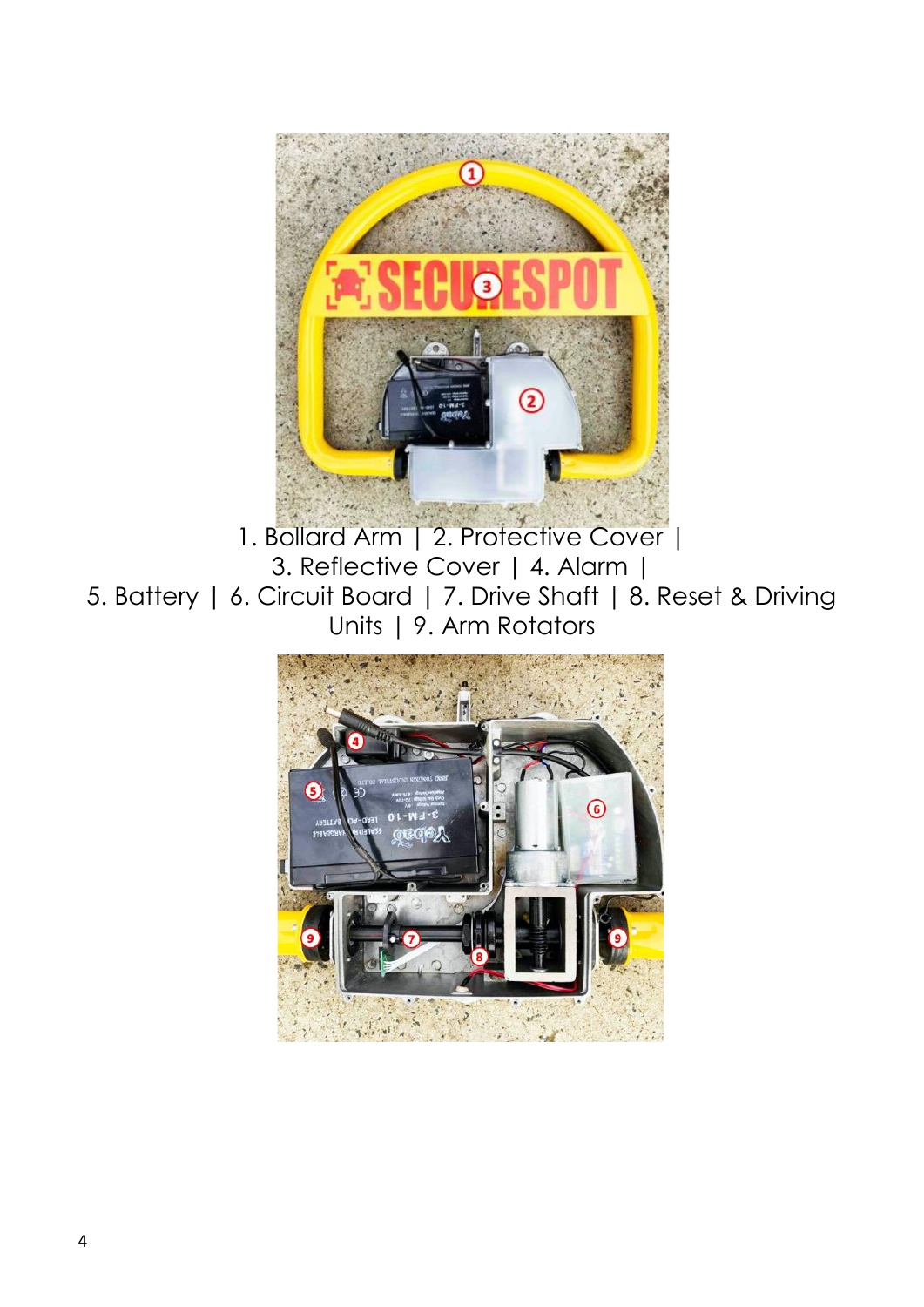1. Bollard Arm | 2. Protective Cover | 3. Reflective Cover | 4. Alarm | 5. Battery | 6. Circuit Board | 7. Drive Shaft | 8. Reset & Driving Units | 9. Arm Rotators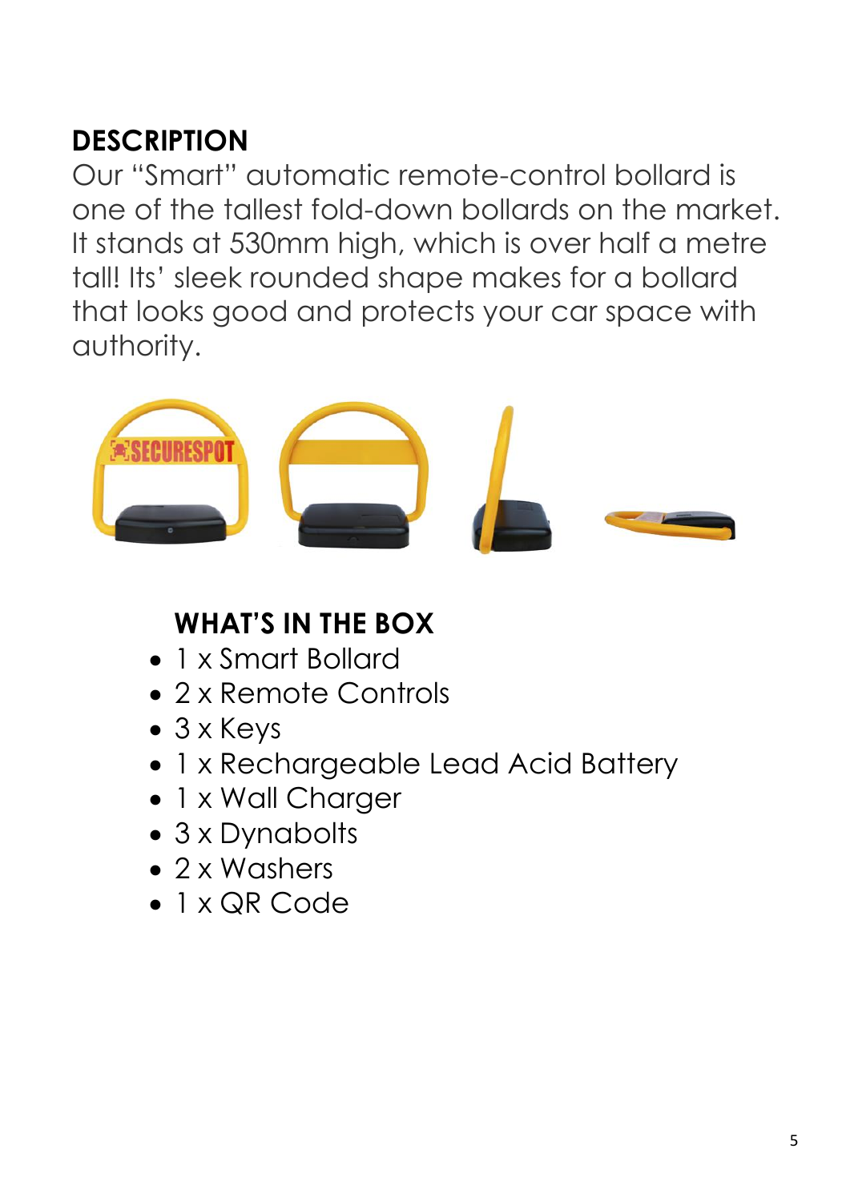## DESCRIPTION

Our "Smart" automatic remote-control bollard is one of the tallest fold-down bollards on the market. It stands at 530mm high, which is over half a metre tall! Its' sleek rounded shape makes for a bollard that looks good and protects your car space with authority.

### WHAT'S IN THE BOX

- 1 x Smart Bollard
- 2 x Remote Controls
- 3 x Keys
- 1 x Rechargeable Lead Acid Battery
- 1 x Wall Charger
- 3 x Dynabolts
- 2 x Washers
- 1 x QR Code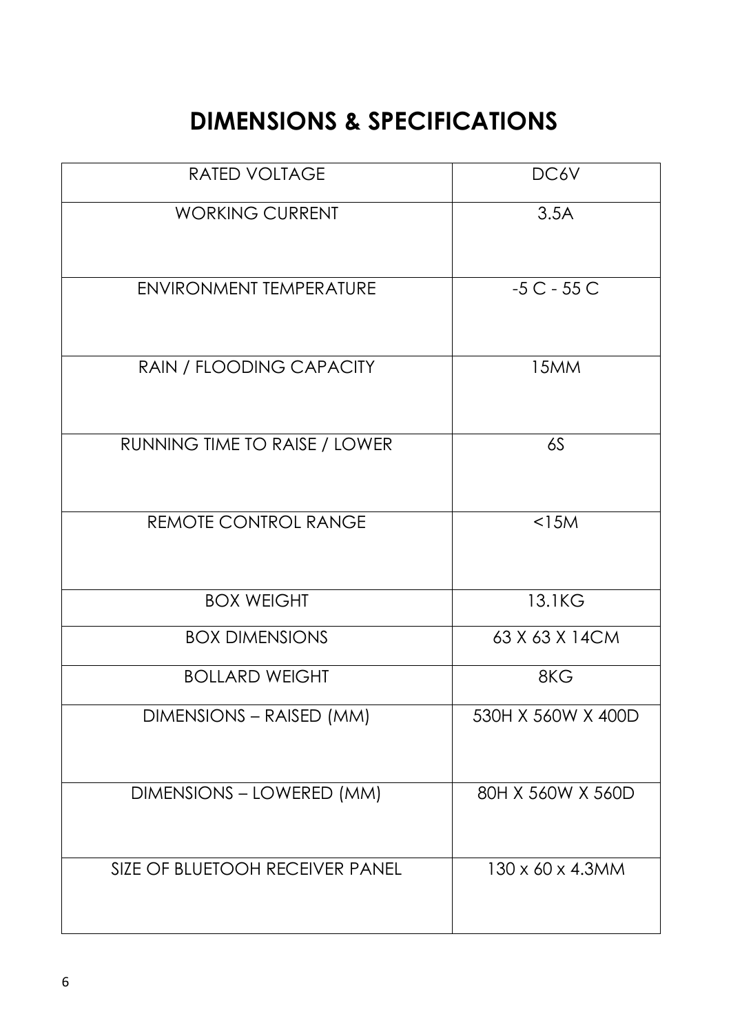# DIMENSIONS & SPECIFICATIONS

| | |
|---|---|
| RATED VOLTAGE | DC6V |
| WORKING CURRENT | 3.5A |
| ENVIRONMENT TEMPERATURE | -5 C - 55 C |
| RAIN / FLOODING CAPACITY | 15MM |
| RUNNING TIME TO RAISE / LOWER | 6S |
| REMOTE CONTROL RANGE | <15M |
| BOX WEIGHT | 13.1KG |
| BOX DIMENSIONS | 63 X 63 X 14CM |
| BOLLARD WEIGHT | 8KG |
| DIMENSIONS – RAISED (MM) | 530H X 560W X 400D |
| DIMENSIONS – LOWERED (MM) | 80H X 560W X 560D |
| SIZE OF BLUETOOH RECEIVER PANEL | 130 x 60 x 4.3MM |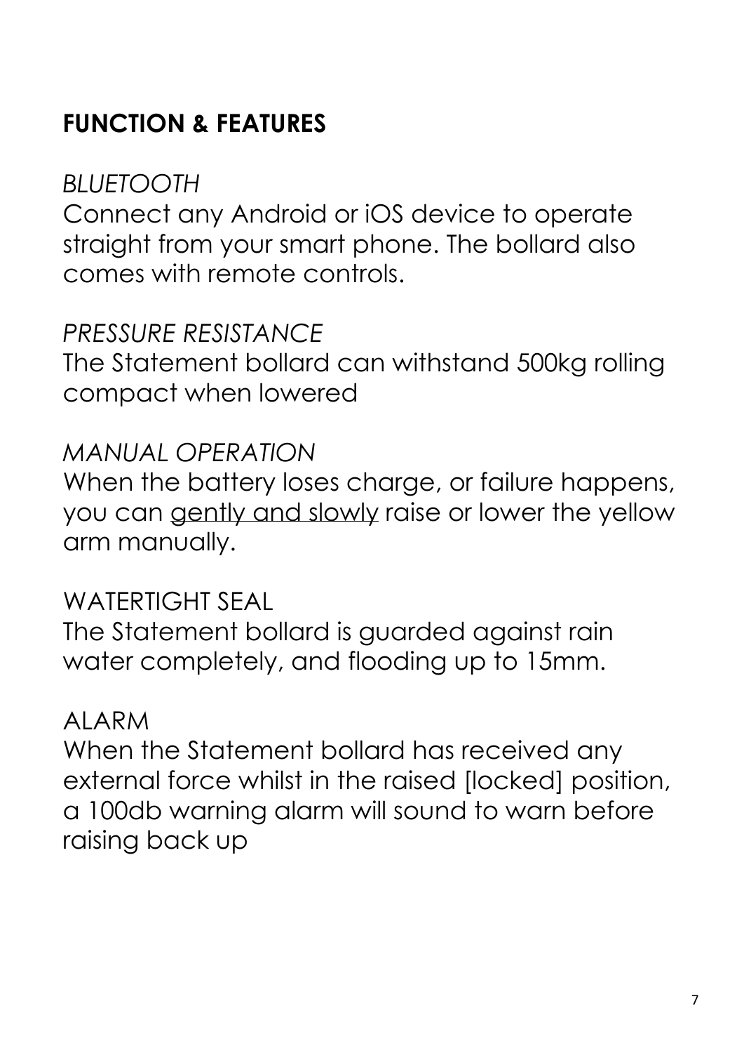## FUNCTION & FEATURES

*BLUETOOTH*

Connect any Android or iOS device to operate straight from your smart phone. The bollard also comes with remote controls.

*PRESSURE RESISTANCE*

The Statement bollard can withstand 500kg rolling compact when lowered

*MANUAL OPERATION*

When the battery loses charge, or failure happens, you can <u>gently and slowly</u> raise or lower the yellow arm manually.

WATERTIGHT SEAL

The Statement bollard is guarded against rain water completely, and flooding up to 15mm.

ALARM

When the Statement bollard has received any external force whilst in the raised [locked] position, a 100db warning alarm will sound to warn before raising back up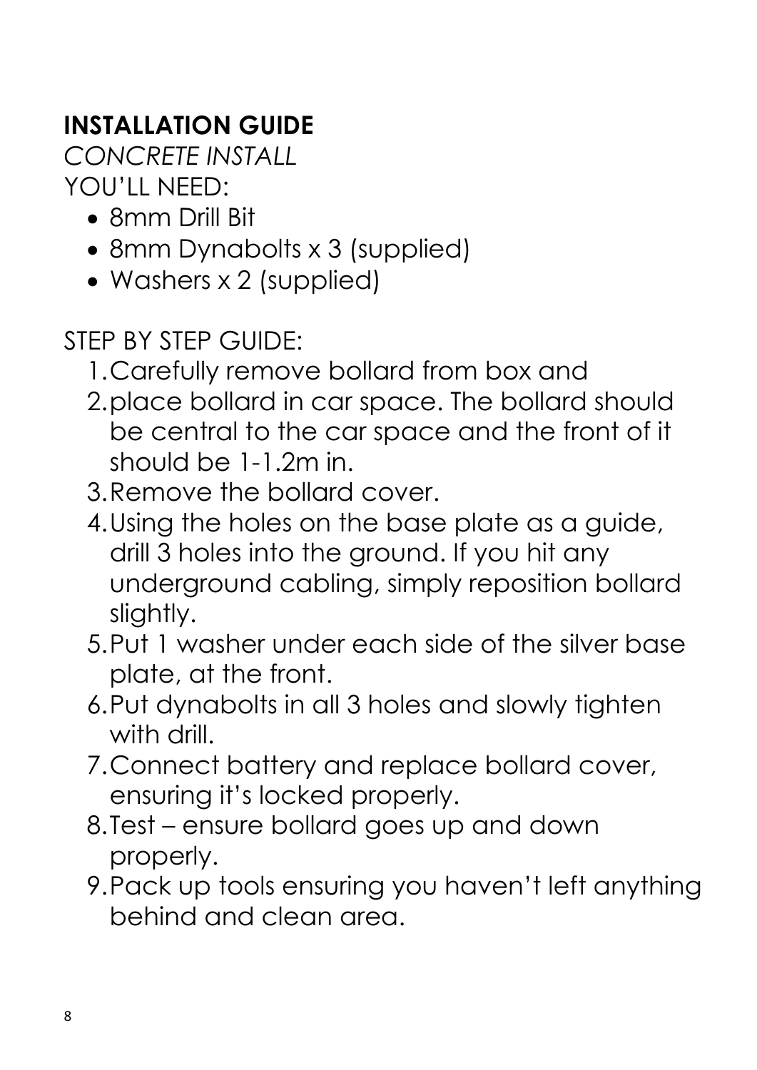**INSTALLATION GUIDE**

*CONCRETE INSTALL*

YOU'LL NEED:

- 8mm Drill Bit
- 8mm Dynabolts x 3 (supplied)
- Washers x 2 (supplied)

STEP BY STEP GUIDE:

1. Carefully remove bollard from box and
2. place bollard in car space. The bollard should be central to the car space and the front of it should be 1-1.2m in.
3. Remove the bollard cover.
4. Using the holes on the base plate as a guide, drill 3 holes into the ground. If you hit any underground cabling, simply reposition bollard slightly.
5. Put 1 washer under each side of the silver base plate, at the front.
6. Put dynabolts in all 3 holes and slowly tighten with drill.
7. Connect battery and replace bollard cover, ensuring it's locked properly.
8. Test – ensure bollard goes up and down properly.
9. Pack up tools ensuring you haven't left anything behind and clean area.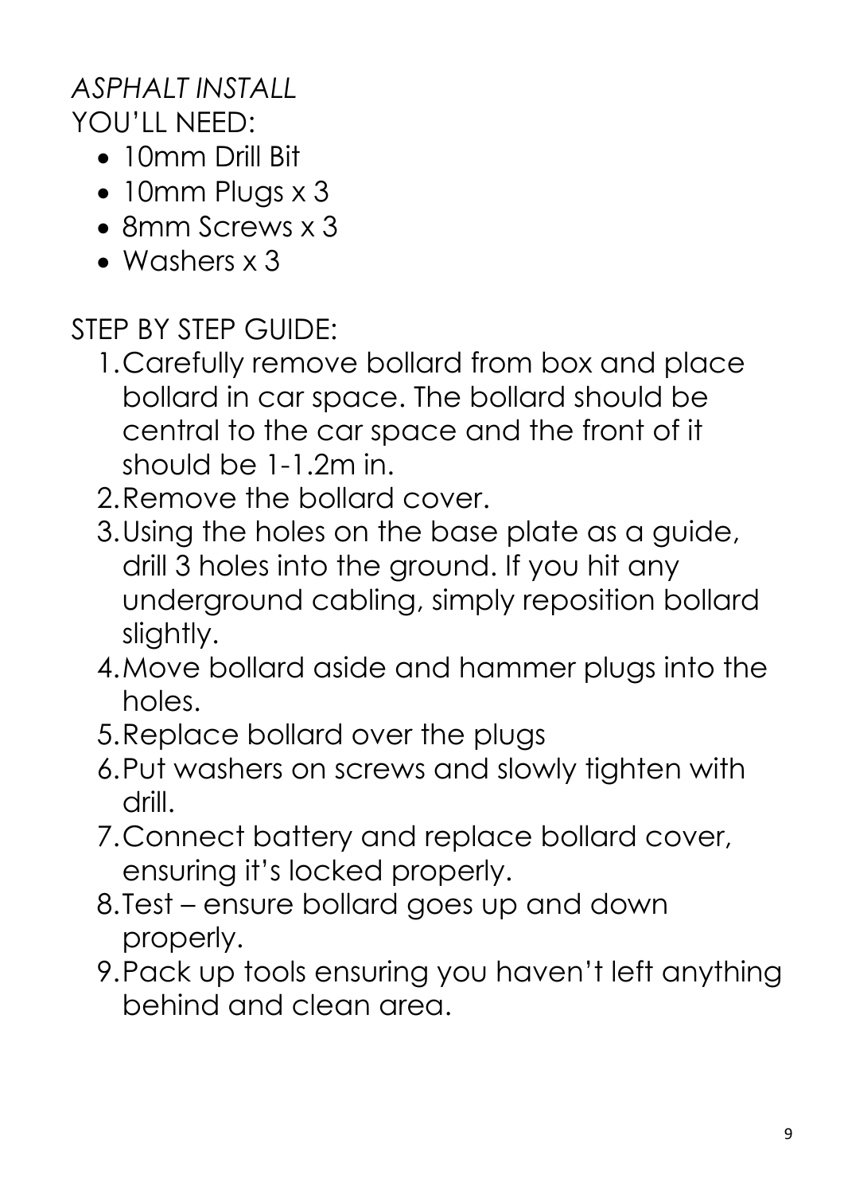*ASPHALT INSTALL*

YOU'LL NEED:

- 10mm Drill Bit
- 10mm Plugs x 3
- 8mm Screws x 3
- Washers x 3

STEP BY STEP GUIDE:

1. Carefully remove bollard from box and place bollard in car space. The bollard should be central to the car space and the front of it should be 1-1.2m in.
2. Remove the bollard cover.
3. Using the holes on the base plate as a guide, drill 3 holes into the ground. If you hit any underground cabling, simply reposition bollard slightly.
4. Move bollard aside and hammer plugs into the holes.
5. Replace bollard over the plugs
6. Put washers on screws and slowly tighten with drill.
7. Connect battery and replace bollard cover, ensuring it's locked properly.
8. Test – ensure bollard goes up and down properly.
9. Pack up tools ensuring you haven't left anything behind and clean area.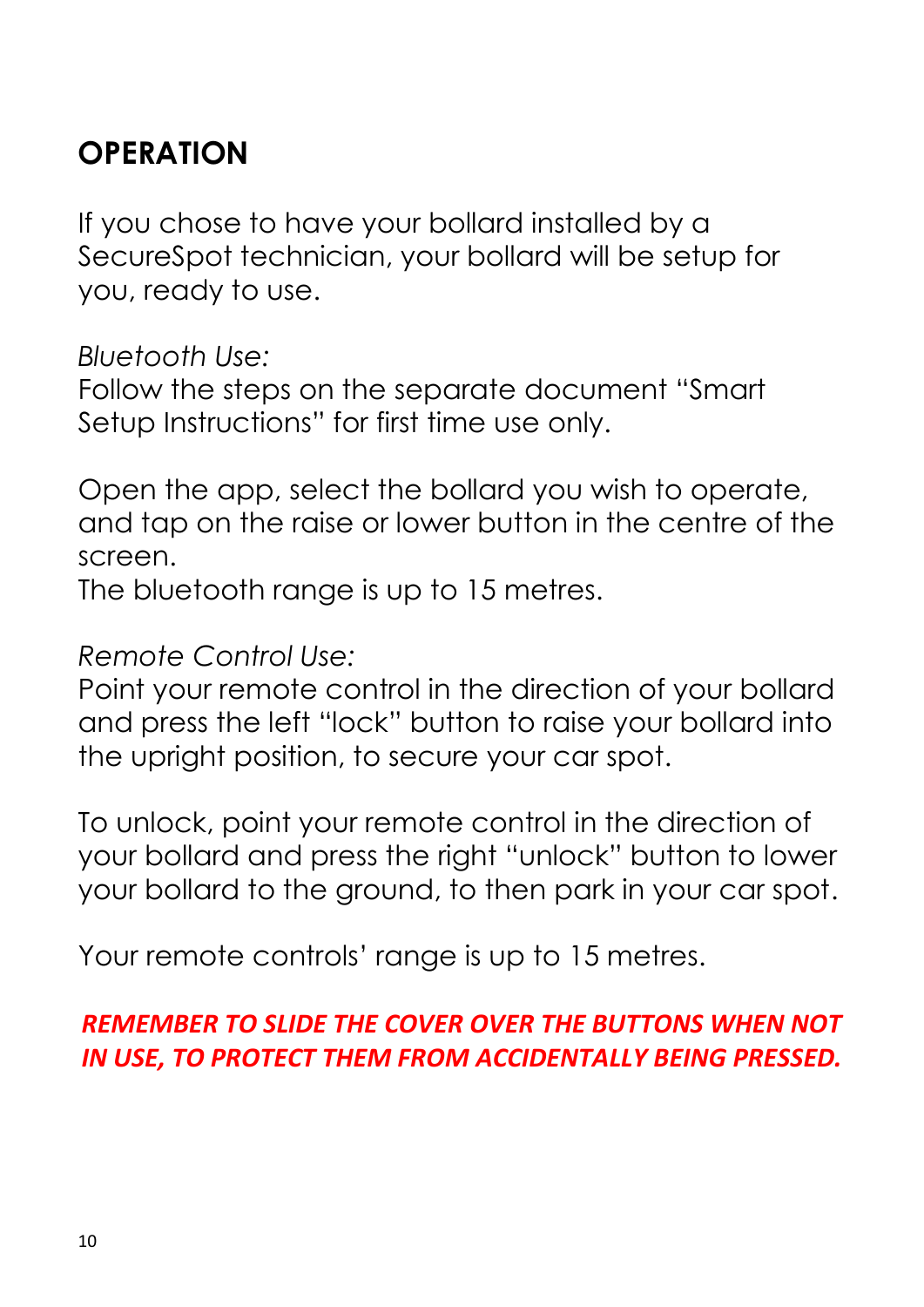# OPERATION

If you chose to have your bollard installed by a SecureSpot technician, your bollard will be setup for you, ready to use.

*Bluetooth Use:*
Follow the steps on the separate document "Smart Setup Instructions" for first time use only.

Open the app, select the bollard you wish to operate, and tap on the raise or lower button in the centre of the screen.
The bluetooth range is up to 15 metres.

*Remote Control Use:*
Point your remote control in the direction of your bollard and press the left "lock" button to raise your bollard into the upright position, to secure your car spot.

To unlock, point your remote control in the direction of your bollard and press the right "unlock" button to lower your bollard to the ground, to then park in your car spot.

Your remote controls' range is up to 15 metres.

***REMEMBER TO SLIDE THE COVER OVER THE BUTTONS WHEN NOT IN USE, TO PROTECT THEM FROM ACCIDENTALLY BEING PRESSED.***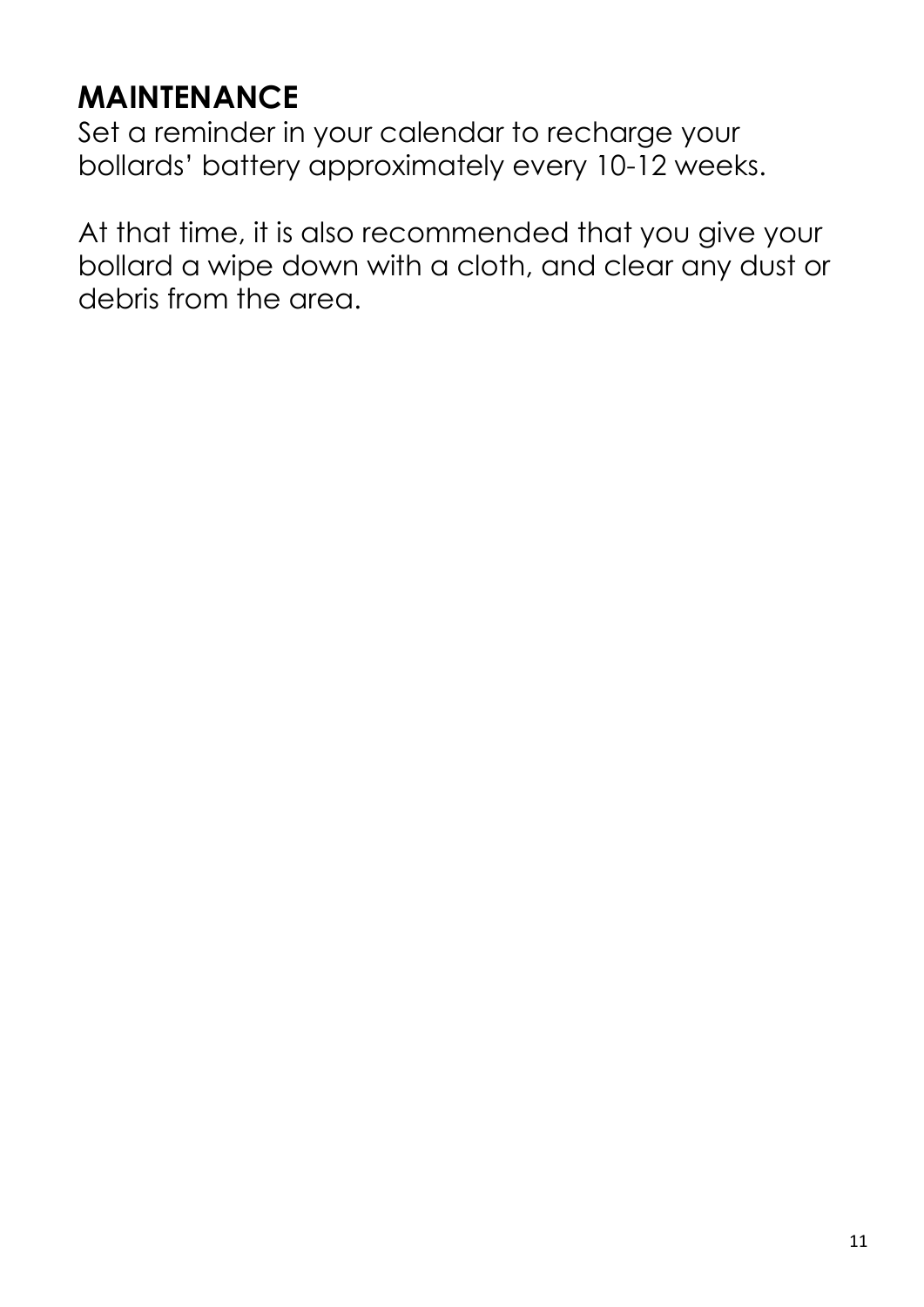## MAINTENANCE

Set a reminder in your calendar to recharge your bollards' battery approximately every 10-12 weeks.

At that time, it is also recommended that you give your bollard a wipe down with a cloth, and clear any dust or debris from the area.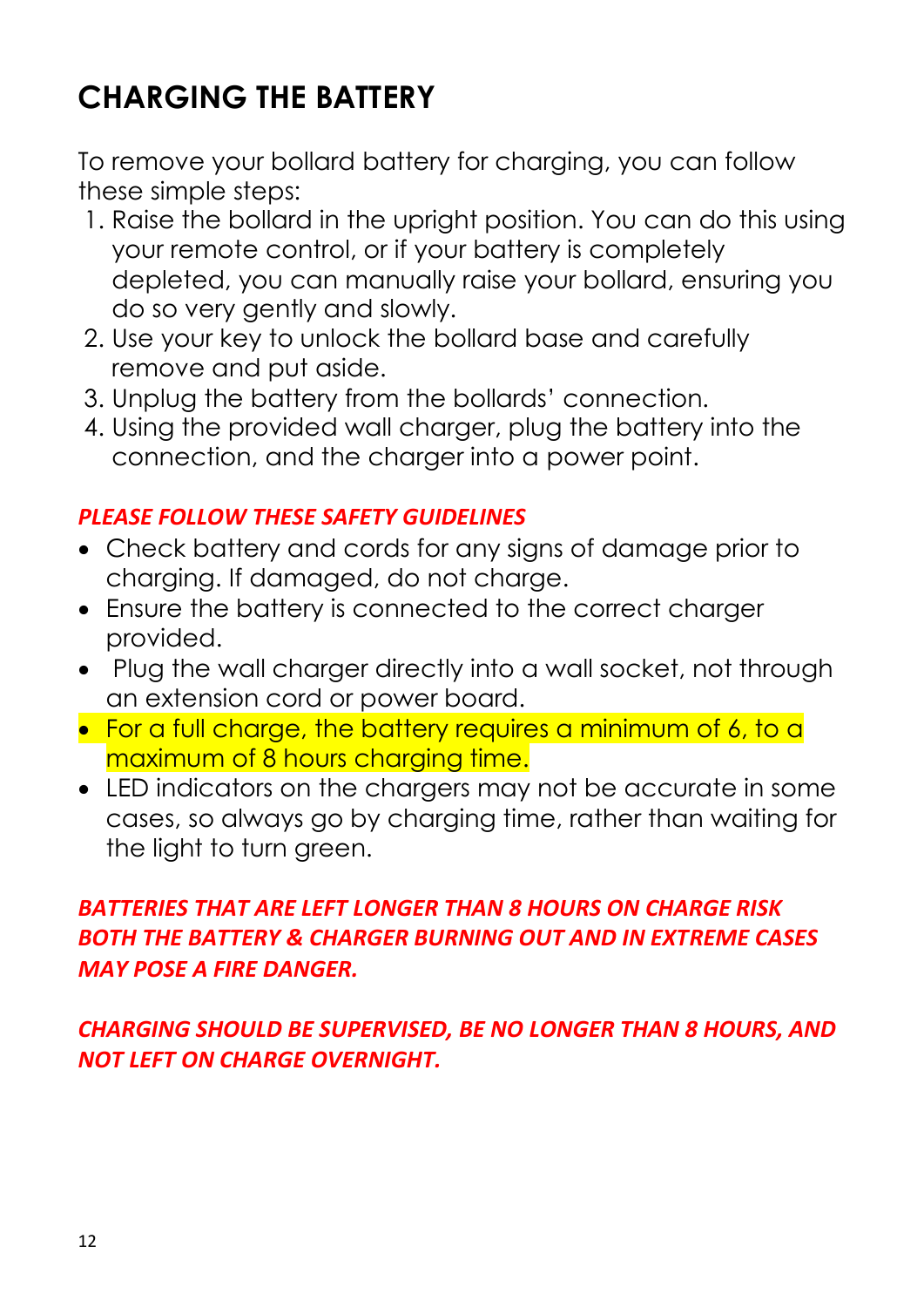# CHARGING THE BATTERY

To remove your bollard battery for charging, you can follow these simple steps:

1. Raise the bollard in the upright position. You can do this using your remote control, or if your battery is completely depleted, you can manually raise your bollard, ensuring you do so very gently and slowly.
2. Use your key to unlock the bollard base and carefully remove and put aside.
3. Unplug the battery from the bollards' connection.
4. Using the provided wall charger, plug the battery into the connection, and the charger into a power point.

***PLEASE FOLLOW THESE SAFETY GUIDELINES***

- Check battery and cords for any signs of damage prior to charging. If damaged, do not charge.
- Ensure the battery is connected to the correct charger provided.
- Plug the wall charger directly into a wall socket, not through an extension cord or power board.
- For a full charge, the battery requires a minimum of 6, to a maximum of 8 hours charging time.
- LED indicators on the chargers may not be accurate in some cases, so always go by charging time, rather than waiting for the light to turn green.

***BATTERIES THAT ARE LEFT LONGER THAN 8 HOURS ON CHARGE RISK BOTH THE BATTERY & CHARGER BURNING OUT AND IN EXTREME CASES MAY POSE A FIRE DANGER.***

***CHARGING SHOULD BE SUPERVISED, BE NO LONGER THAN 8 HOURS, AND NOT LEFT ON CHARGE OVERNIGHT.***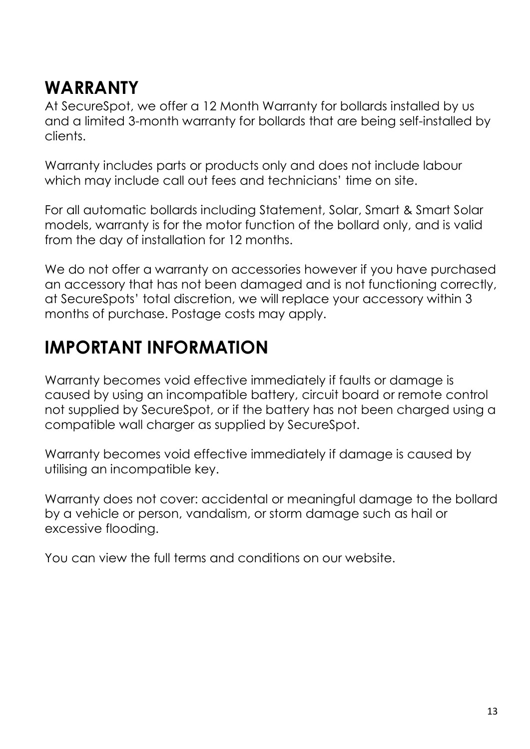## WARRANTY

At SecureSpot, we offer a 12 Month Warranty for bollards installed by us and a limited 3-month warranty for bollards that are being self-installed by clients.

Warranty includes parts or products only and does not include labour which may include call out fees and technicians' time on site.

For all automatic bollards including Statement, Solar, Smart & Smart Solar models, warranty is for the motor function of the bollard only, and is valid from the day of installation for 12 months.

We do not offer a warranty on accessories however if you have purchased an accessory that has not been damaged and is not functioning correctly, at SecureSpots' total discretion, we will replace your accessory within 3 months of purchase. Postage costs may apply.

## IMPORTANT INFORMATION

Warranty becomes void effective immediately if faults or damage is caused by using an incompatible battery, circuit board or remote control not supplied by SecureSpot, or if the battery has not been charged using a compatible wall charger as supplied by SecureSpot.

Warranty becomes void effective immediately if damage is caused by utilising an incompatible key.

Warranty does not cover: accidental or meaningful damage to the bollard by a vehicle or person, vandalism, or storm damage such as hail or excessive flooding.

You can view the full terms and conditions on our website.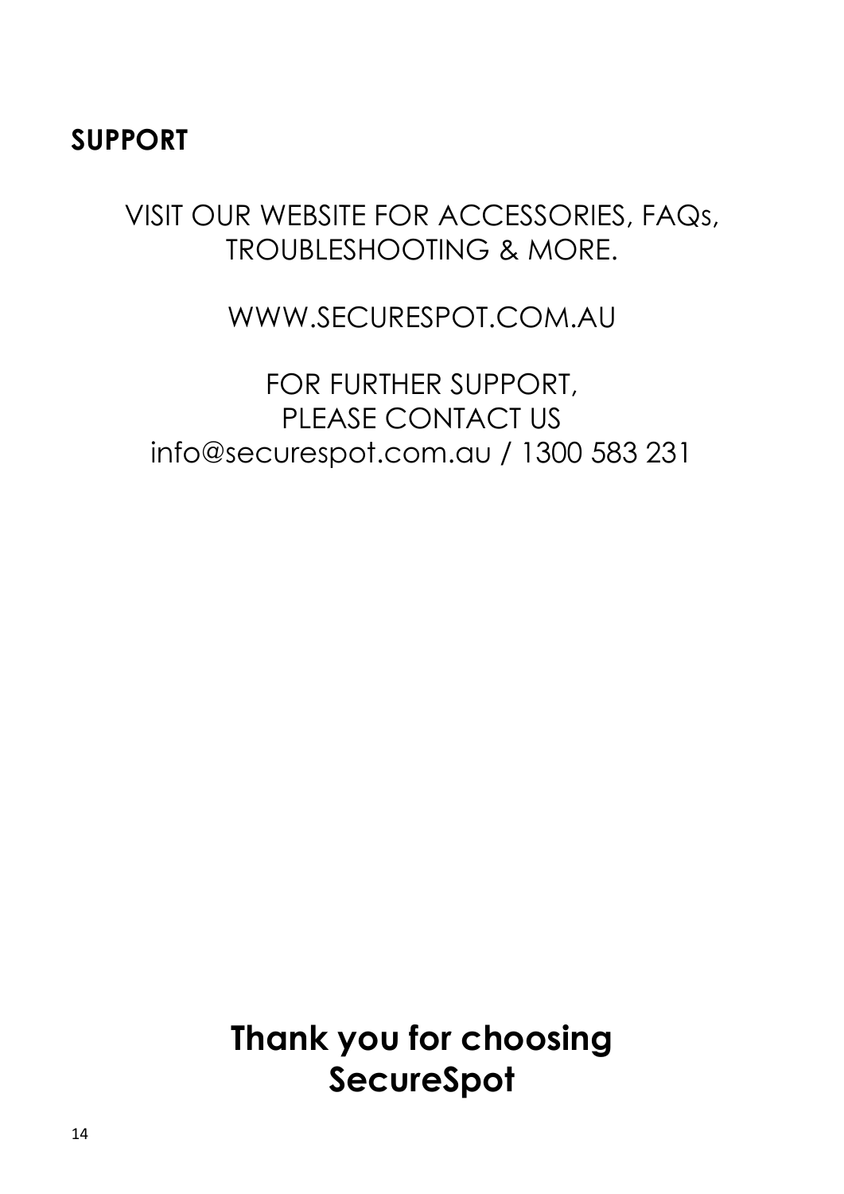## SUPPORT

VISIT OUR WEBSITE FOR ACCESSORIES, FAQs, TROUBLESHOOTING & MORE.

WWW.SECURESPOT.COM.AU

FOR FURTHER SUPPORT, PLEASE CONTACT US
info@securespot.com.au / 1300 583 231

**Thank you for choosing SecureSpot**